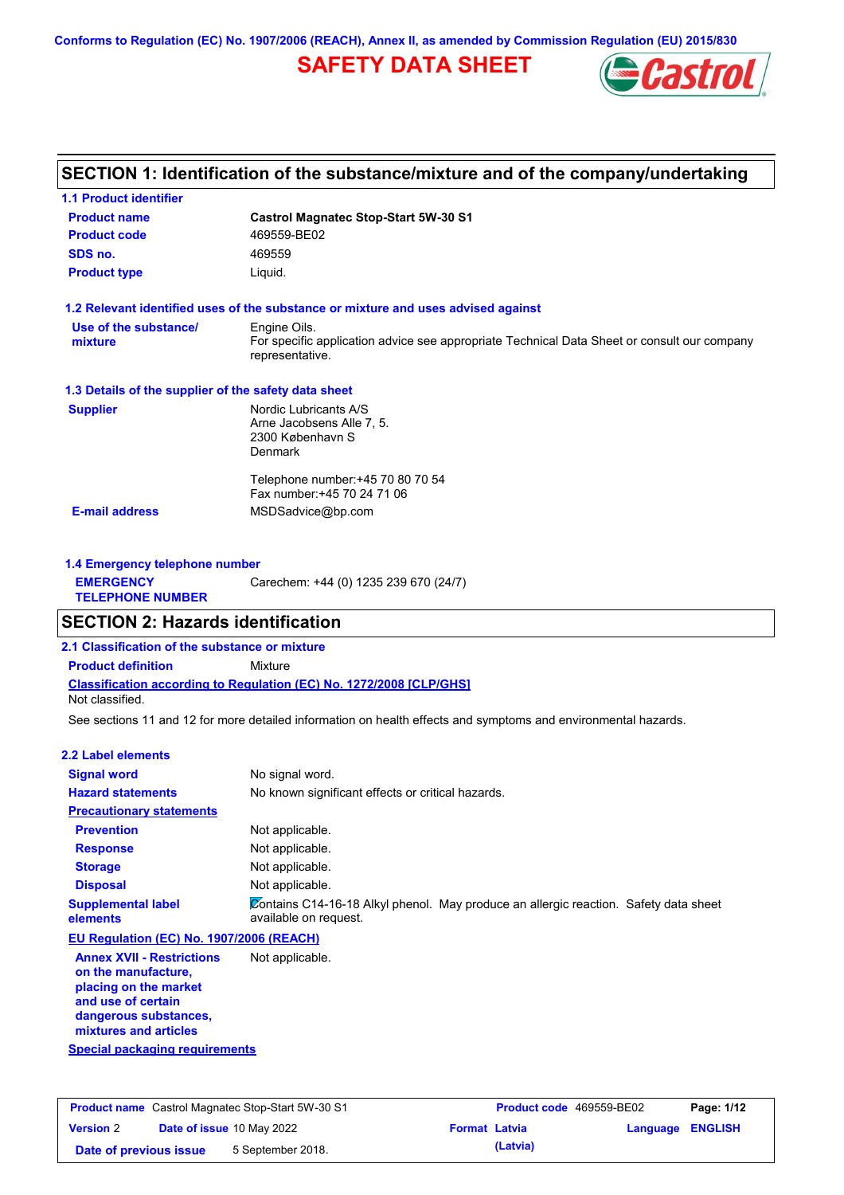Conforms to Regulation (EC) No. 1907/2006 (REACH), Annex II, as amended by Commission Regulation (EU) 2015/830

# SAFETY DATA SHEET

## SECTION 1: Identification of the substance/mixture and of the company/undertaking

### 1.1 Product identifier

| | |
|---|---|
| **Product name** | **Castrol Magnatec Stop-Start 5W-30 S1** |
| **Product code** | 469559-BE02 |
| **SDS no.** | 469559 |
| **Product type** | Liquid. |

### 1.2 Relevant identified uses of the substance or mixture and uses advised against

| | |
|---|---|
| **Use of the substance/ mixture** | Engine Oils. For specific application advice see appropriate Technical Data Sheet or consult our company representative. |

### 1.3 Details of the supplier of the safety data sheet

| | |
|---|---|
| **Supplier** | Nordic Lubricants A/S<br>Arne Jacobsens Alle 7, 5.<br>2300 København S<br>Denmark<br><br>Telephone number:+45 70 80 70 54<br>Fax number:+45 70 24 71 06 |
| **E-mail address** | MSDSadvice@bp.com |

### 1.4 Emergency telephone number

| | |
|---|---|
| **EMERGENCY TELEPHONE NUMBER** | Carechem: +44 (0) 1235 239 670 (24/7) |

## SECTION 2: Hazards identification

### 2.1 Classification of the substance or mixture

**Product definition** Mixture

**Classification according to Regulation (EC) No. 1272/2008 [CLP/GHS]**

Not classified.

See sections 11 and 12 for more detailed information on health effects and symptoms and environmental hazards.

### 2.2 Label elements

| | |
|---|---|
| **Signal word** | No signal word. |
| **Hazard statements** | No known significant effects or critical hazards. |
| **Precautionary statements** | |
| **Prevention** | Not applicable. |
| **Response** | Not applicable. |
| **Storage** | Not applicable. |
| **Disposal** | Not applicable. |
| **Supplemental label elements** | Contains C14-16-18 Alkyl phenol. May produce an allergic reaction. Safety data sheet available on request. |

**EU Regulation (EC) No. 1907/2006 (REACH)**

| | |
|---|---|
| **Annex XVII - Restrictions on the manufacture, placing on the market and use of certain dangerous substances, mixtures and articles** | Not applicable. |

**Special packaging requirements**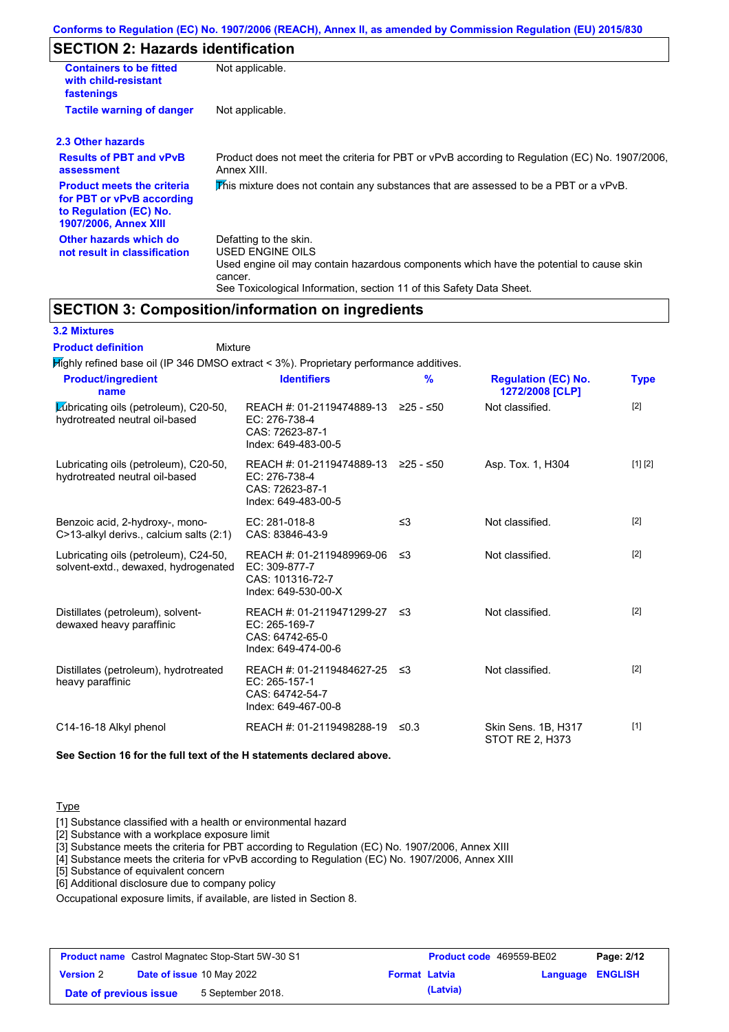## SECTION 2: Hazards identification

| | |
|---|---|
| **Containers to be fitted with child-resistant fastenings** | Not applicable. |
| **Tactile warning of danger** | Not applicable. |

### 2.3 Other hazards

| | |
|---|---|
| **Results of PBT and vPvB assessment** | Product does not meet the criteria for PBT or vPvB according to Regulation (EC) No. 1907/2006, Annex XIII. |
| **Product meets the criteria for PBT or vPvB according to Regulation (EC) No. 1907/2006, Annex XIII** | This mixture does not contain any substances that are assessed to be a PBT or a vPvB. |
| **Other hazards which do not result in classification** | Defatting to the skin.<br>USED ENGINE OILS<br>Used engine oil may contain hazardous components which have the potential to cause skin cancer.<br>See Toxicological Information, section 11 of this Safety Data Sheet. |

## SECTION 3: Composition/information on ingredients

### 3.2 Mixtures

**Product definition** Mixture

Highly refined base oil (IP 346 DMSO extract < 3%). Proprietary performance additives.

| Product/ingredient name | Identifiers | % | Regulation (EC) No. 1272/2008 [CLP] | Type |
|---|---|---|---|---|
| Lubricating oils (petroleum), C20-50, hydrotreated neutral oil-based | REACH #: 01-2119474889-13<br>EC: 276-738-4<br>CAS: 72623-87-1<br>Index: 649-483-00-5 | ≥25 - ≤50 | Not classified. | [2] |
| Lubricating oils (petroleum), C20-50, hydrotreated neutral oil-based | REACH #: 01-2119474889-13<br>EC: 276-738-4<br>CAS: 72623-87-1<br>Index: 649-483-00-5 | ≥25 - ≤50 | Asp. Tox. 1, H304 | [1] [2] |
| Benzoic acid, 2-hydroxy-, mono-C>13-alkyl derivs., calcium salts (2:1) | EC: 281-018-8<br>CAS: 83846-43-9 | ≤3 | Not classified. | [2] |
| Lubricating oils (petroleum), C24-50, solvent-extd., dewaxed, hydrogenated | REACH #: 01-2119489969-06<br>EC: 309-877-7<br>CAS: 101316-72-7<br>Index: 649-530-00-X | ≤3 | Not classified. | [2] |
| Distillates (petroleum), solvent-dewaxed heavy paraffinic | REACH #: 01-2119471299-27<br>EC: 265-169-7<br>CAS: 64742-65-0<br>Index: 649-474-00-6 | ≤3 | Not classified. | [2] |
| Distillates (petroleum), hydrotreated heavy paraffinic | REACH #: 01-2119484627-25<br>EC: 265-157-1<br>CAS: 64742-54-7<br>Index: 649-467-00-8 | ≤3 | Not classified. | [2] |
| C14-16-18 Alkyl phenol | REACH #: 01-2119498288-19 | ≤0.3 | Skin Sens. 1B, H317<br>STOT RE 2, H373 | [1] |

**See Section 16 for the full text of the H statements declared above.**

Type

[1] Substance classified with a health or environmental hazard
[2] Substance with a workplace exposure limit
[3] Substance meets the criteria for PBT according to Regulation (EC) No. 1907/2006, Annex XIII
[4] Substance meets the criteria for vPvB according to Regulation (EC) No. 1907/2006, Annex XIII
[5] Substance of equivalent concern
[6] Additional disclosure due to company policy

Occupational exposure limits, if available, are listed in Section 8.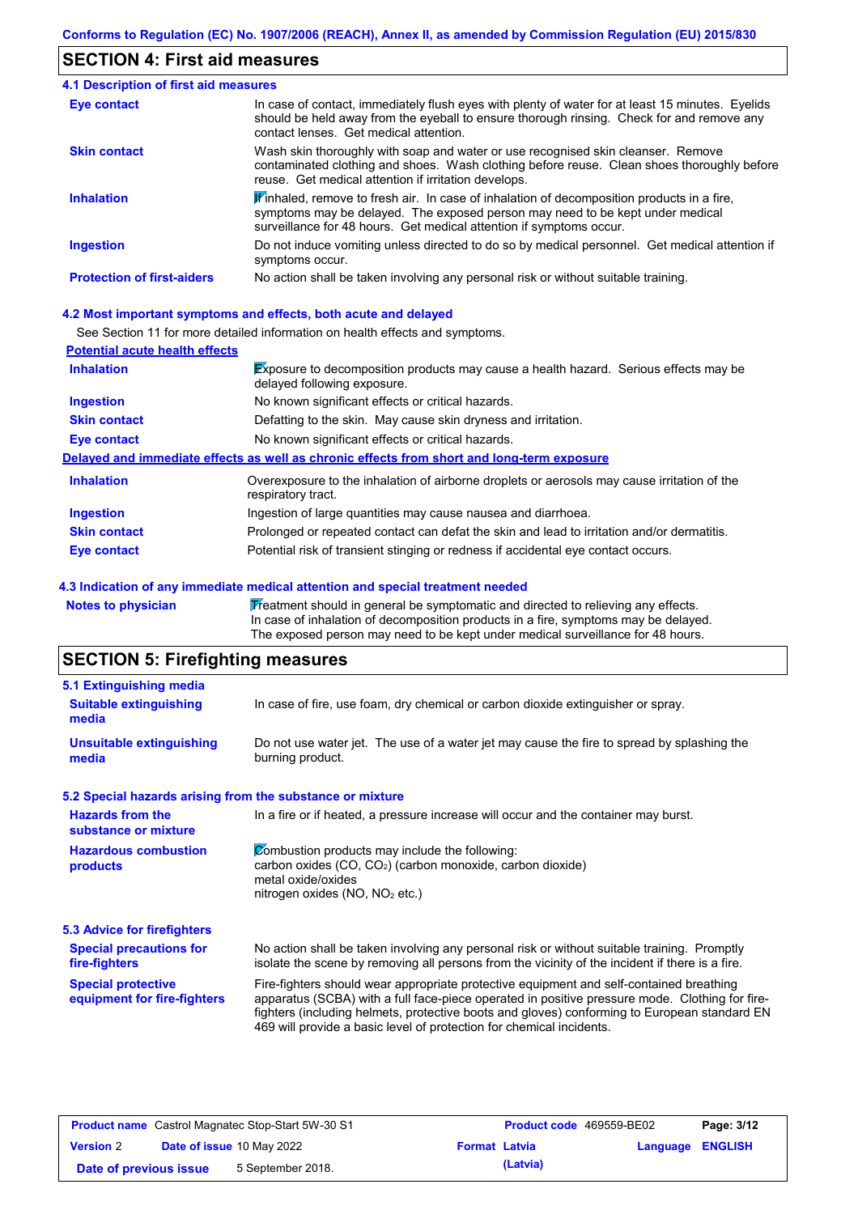Conforms to Regulation (EC) No. 1907/2006 (REACH), Annex II, as amended by Commission Regulation (EU) 2015/830

## SECTION 4: First aid measures

### 4.1 Description of first aid measures

| | |
|---|---|
| **Eye contact** | In case of contact, immediately flush eyes with plenty of water for at least 15 minutes. Eyelids should be held away from the eyeball to ensure thorough rinsing. Check for and remove any contact lenses. Get medical attention. |
| **Skin contact** | Wash skin thoroughly with soap and water or use recognised skin cleanser. Remove contaminated clothing and shoes. Wash clothing before reuse. Clean shoes thoroughly before reuse. Get medical attention if irritation develops. |
| **Inhalation** | If inhaled, remove to fresh air. In case of inhalation of decomposition products in a fire, symptoms may be delayed. The exposed person may need to be kept under medical surveillance for 48 hours. Get medical attention if symptoms occur. |
| **Ingestion** | Do not induce vomiting unless directed to do so by medical personnel. Get medical attention if symptoms occur. |
| **Protection of first-aiders** | No action shall be taken involving any personal risk or without suitable training. |

### 4.2 Most important symptoms and effects, both acute and delayed

See Section 11 for more detailed information on health effects and symptoms.

**Potential acute health effects**

| | |
|---|---|
| **Inhalation** | Exposure to decomposition products may cause a health hazard. Serious effects may be delayed following exposure. |
| **Ingestion** | No known significant effects or critical hazards. |
| **Skin contact** | Defatting to the skin. May cause skin dryness and irritation. |
| **Eye contact** | No known significant effects or critical hazards. |

**Delayed and immediate effects as well as chronic effects from short and long-term exposure**

| | |
|---|---|
| **Inhalation** | Overexposure to the inhalation of airborne droplets or aerosols may cause irritation of the respiratory tract. |
| **Ingestion** | Ingestion of large quantities may cause nausea and diarrhoea. |
| **Skin contact** | Prolonged or repeated contact can defat the skin and lead to irritation and/or dermatitis. |
| **Eye contact** | Potential risk of transient stinging or redness if accidental eye contact occurs. |

### 4.3 Indication of any immediate medical attention and special treatment needed

| | |
|---|---|
| **Notes to physician** | Treatment should in general be symptomatic and directed to relieving any effects. In case of inhalation of decomposition products in a fire, symptoms may be delayed. The exposed person may need to be kept under medical surveillance for 48 hours. |

## SECTION 5: Firefighting measures

### 5.1 Extinguishing media

| | |
|---|---|
| **Suitable extinguishing media** | In case of fire, use foam, dry chemical or carbon dioxide extinguisher or spray. |
| **Unsuitable extinguishing media** | Do not use water jet. The use of a water jet may cause the fire to spread by splashing the burning product. |

### 5.2 Special hazards arising from the substance or mixture

| | |
|---|---|
| **Hazards from the substance or mixture** | In a fire or if heated, a pressure increase will occur and the container may burst. |
| **Hazardous combustion products** | Combustion products may include the following:<br>carbon oxides (CO, $CO_2$) (carbon monoxide, carbon dioxide)<br>metal oxide/oxides<br>nitrogen oxides (NO, $NO_2$ etc.) |

### 5.3 Advice for firefighters

| | |
|---|---|
| **Special precautions for fire-fighters** | No action shall be taken involving any personal risk or without suitable training. Promptly isolate the scene by removing all persons from the vicinity of the incident if there is a fire. |
| **Special protective equipment for fire-fighters** | Fire-fighters should wear appropriate protective equipment and self-contained breathing apparatus (SCBA) with a full face-piece operated in positive pressure mode. Clothing for fire-fighters (including helmets, protective boots and gloves) conforming to European standard EN 469 will provide a basic level of protection for chemical incidents. |

| | | | |
|---|---|---|---|
| **Product name** Castrol Magnatec Stop-Start 5W-30 S1 | | **Product code** 469559-BE02 | **Page:** 3/12 |
| **Version** 2 | **Date of issue** 10 May 2022 | **Format** Latvia (Latvia) | **Language** ENGLISH |
| **Date of previous issue** | 5 September 2018. | | |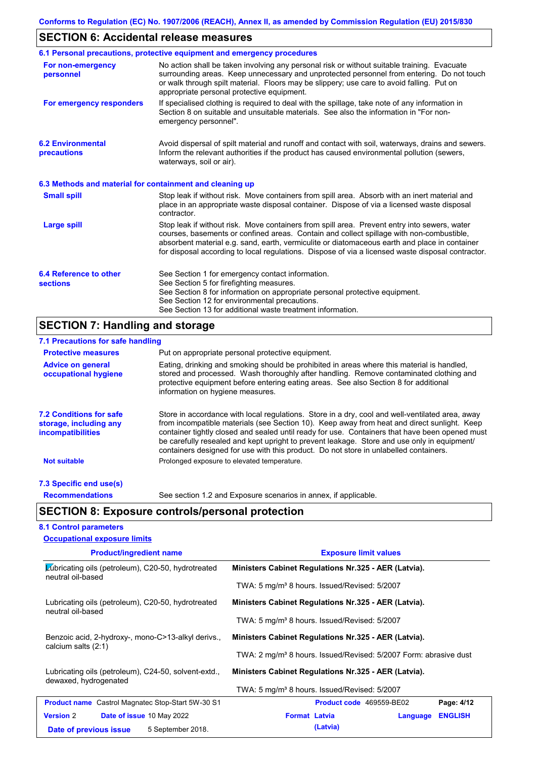Conforms to Regulation (EC) No. 1907/2006 (REACH), Annex II, as amended by Commission Regulation (EU) 2015/830

## SECTION 6: Accidental release measures

### 6.1 Personal precautions, protective equipment and emergency procedures

**For non-emergency personnel**

No action shall be taken involving any personal risk or without suitable training. Evacuate surrounding areas. Keep unnecessary and unprotected personnel from entering. Do not touch or walk through spilt material. Floors may be slippery; use care to avoid falling. Put on appropriate personal protective equipment.

**For emergency responders**

If specialised clothing is required to deal with the spillage, take note of any information in Section 8 on suitable and unsuitable materials. See also the information in "For non-emergency personnel".

### 6.2 Environmental precautions

Avoid dispersal of spilt material and runoff and contact with soil, waterways, drains and sewers. Inform the relevant authorities if the product has caused environmental pollution (sewers, waterways, soil or air).

### 6.3 Methods and material for containment and cleaning up

**Small spill**

Stop leak if without risk. Move containers from spill area. Absorb with an inert material and place in an appropriate waste disposal container. Dispose of via a licensed waste disposal contractor.

**Large spill**

Stop leak if without risk. Move containers from spill area. Prevent entry into sewers, water courses, basements or confined areas. Contain and collect spillage with non-combustible, absorbent material e.g. sand, earth, vermiculite or diatomaceous earth and place in container for disposal according to local regulations. Dispose of via a licensed waste disposal contractor.

### 6.4 Reference to other sections

See Section 1 for emergency contact information.
See Section 5 for firefighting measures.
See Section 8 for information on appropriate personal protective equipment.
See Section 12 for environmental precautions.
See Section 13 for additional waste treatment information.

## SECTION 7: Handling and storage

### 7.1 Precautions for safe handling

**Protective measures**

Put on appropriate personal protective equipment.

**Advice on general occupational hygiene**

Eating, drinking and smoking should be prohibited in areas where this material is handled, stored and processed. Wash thoroughly after handling. Remove contaminated clothing and protective equipment before entering eating areas. See also Section 8 for additional information on hygiene measures.

### 7.2 Conditions for safe storage, including any incompatibilities

Store in accordance with local regulations. Store in a dry, cool and well-ventilated area, away from incompatible materials (see Section 10). Keep away from heat and direct sunlight. Keep container tightly closed and sealed until ready for use. Containers that have been opened must be carefully resealed and kept upright to prevent leakage. Store and use only in equipment/containers designed for use with this product. Do not store in unlabelled containers.

**Not suitable**

Prolonged exposure to elevated temperature.

### 7.3 Specific end use(s)

**Recommendations**

See section 1.2 and Exposure scenarios in annex, if applicable.

## SECTION 8: Exposure controls/personal protection

### 8.1 Control parameters

**Occupational exposure limits**

| Product/ingredient name | Exposure limit values |
|---|---|
| Lubricating oils (petroleum), C20-50, hydrotreated neutral oil-based | **Ministers Cabinet Regulations Nr.325 - AER (Latvia).** TWA: 5 mg/m³ 8 hours. Issued/Revised: 5/2007 |
| Lubricating oils (petroleum), C20-50, hydrotreated neutral oil-based | **Ministers Cabinet Regulations Nr.325 - AER (Latvia).** TWA: 5 mg/m³ 8 hours. Issued/Revised: 5/2007 |
| Benzoic acid, 2-hydroxy-, mono-C>13-alkyl derivs., calcium salts (2:1) | **Ministers Cabinet Regulations Nr.325 - AER (Latvia).** TWA: 2 mg/m³ 8 hours. Issued/Revised: 5/2007 Form: abrasive dust |
| Lubricating oils (petroleum), C24-50, solvent-extd., dewaxed, hydrogenated | **Ministers Cabinet Regulations Nr.325 - AER (Latvia).** TWA: 5 mg/m³ 8 hours. Issued/Revised: 5/2007 |

| **Product name** Castrol Magnatec Stop-Start 5W-30 S1 | **Product code** 469559-BE02 | |
|---|---|---|
| **Version** 2 **Date of issue** 10 May 2022 | **Format** Latvia (Latvia) | **Language** ENGLISH |
| **Date of previous issue** 5 September 2018. | | |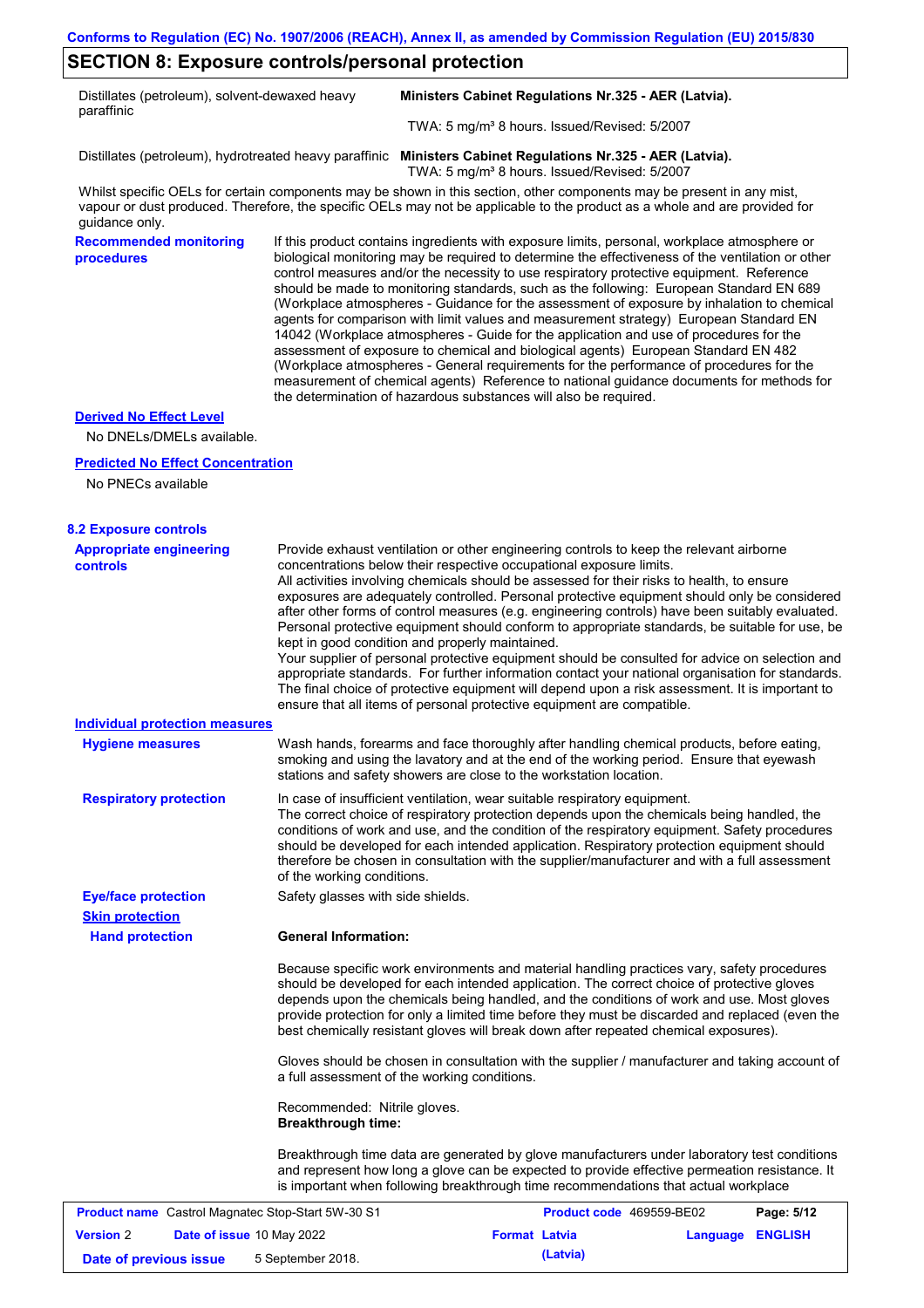## SECTION 8: Exposure controls/personal protection

| | |
|---|---|
| Distillates (petroleum), solvent-dewaxed heavy paraffinic | **Ministers Cabinet Regulations Nr.325 - AER (Latvia).** TWA: 5 mg/m³ 8 hours. Issued/Revised: 5/2007 |
| Distillates (petroleum), hydrotreated heavy paraffinic | **Ministers Cabinet Regulations Nr.325 - AER (Latvia).** TWA: 5 mg/m³ 8 hours. Issued/Revised: 5/2007 |

Whilst specific OELs for certain components may be shown in this section, other components may be present in any mist, vapour or dust produced. Therefore, the specific OELs may not be applicable to the product as a whole and are provided for guidance only.

**Recommended monitoring procedures**

If this product contains ingredients with exposure limits, personal, workplace atmosphere or biological monitoring may be required to determine the effectiveness of the ventilation or other control measures and/or the necessity to use respiratory protective equipment. Reference should be made to monitoring standards, such as the following: European Standard EN 689 (Workplace atmospheres - Guidance for the assessment of exposure by inhalation to chemical agents for comparison with limit values and measurement strategy) European Standard EN 14042 (Workplace atmospheres - Guide for the application and use of procedures for the assessment of exposure to chemical and biological agents) European Standard EN 482 (Workplace atmospheres - General requirements for the performance of procedures for the measurement of chemical agents) Reference to national guidance documents for methods for the determination of hazardous substances will also be required.

**Derived No Effect Level**

No DNELs/DMELs available.

**Predicted No Effect Concentration**

No PNECs available

### 8.2 Exposure controls

**Appropriate engineering controls**

Provide exhaust ventilation or other engineering controls to keep the relevant airborne concentrations below their respective occupational exposure limits.
All activities involving chemicals should be assessed for their risks to health, to ensure exposures are adequately controlled. Personal protective equipment should only be considered after other forms of control measures (e.g. engineering controls) have been suitably evaluated. Personal protective equipment should conform to appropriate standards, be suitable for use, be kept in good condition and properly maintained.
Your supplier of personal protective equipment should be consulted for advice on selection and appropriate standards. For further information contact your national organisation for standards. The final choice of protective equipment will depend upon a risk assessment. It is important to ensure that all items of personal protective equipment are compatible.

**Individual protection measures**

**Hygiene measures**

Wash hands, forearms and face thoroughly after handling chemical products, before eating, smoking and using the lavatory and at the end of the working period. Ensure that eyewash stations and safety showers are close to the workstation location.

**Respiratory protection**

In case of insufficient ventilation, wear suitable respiratory equipment.
The correct choice of respiratory protection depends upon the chemicals being handled, the conditions of work and use, and the condition of the respiratory equipment. Safety procedures should be developed for each intended application. Respiratory protection equipment should therefore be chosen in consultation with the supplier/manufacturer and with a full assessment of the working conditions.

**Eye/face protection**

Safety glasses with side shields.

**Skin protection**

**Hand protection**

**General Information:**

Because specific work environments and material handling practices vary, safety procedures should be developed for each intended application. The correct choice of protective gloves depends upon the chemicals being handled, and the conditions of work and use. Most gloves provide protection for only a limited time before they must be discarded and replaced (even the best chemically resistant gloves will break down after repeated chemical exposures).

Gloves should be chosen in consultation with the supplier / manufacturer and taking account of a full assessment of the working conditions.

Recommended: Nitrile gloves.
**Breakthrough time:**

Breakthrough time data are generated by glove manufacturers under laboratory test conditions and represent how long a glove can be expected to provide effective permeation resistance. It is important when following breakthrough time recommendations that actual workplace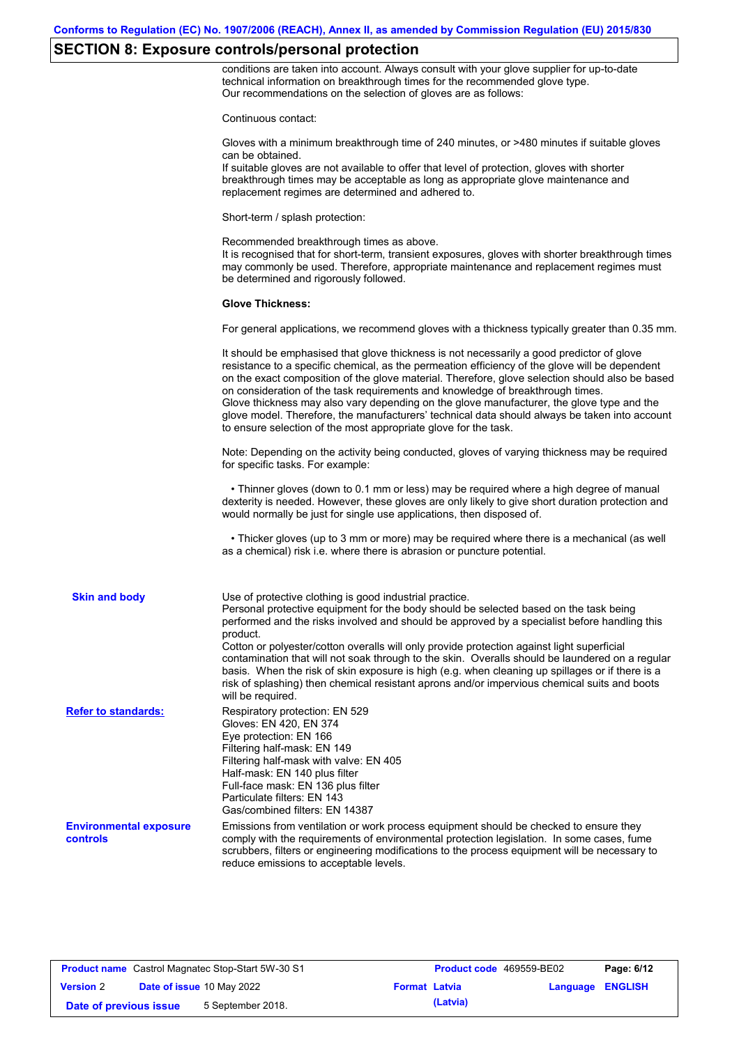## SECTION 8: Exposure controls/personal protection

conditions are taken into account. Always consult with your glove supplier for up-to-date technical information on breakthrough times for the recommended glove type.
Our recommendations on the selection of gloves are as follows:

Continuous contact:

Gloves with a minimum breakthrough time of 240 minutes, or >480 minutes if suitable gloves can be obtained.
If suitable gloves are not available to offer that level of protection, gloves with shorter breakthrough times may be acceptable as long as appropriate glove maintenance and replacement regimes are determined and adhered to.

Short-term / splash protection:

Recommended breakthrough times as above.
It is recognised that for short-term, transient exposures, gloves with shorter breakthrough times may commonly be used. Therefore, appropriate maintenance and replacement regimes must be determined and rigorously followed.

**Glove Thickness:**

For general applications, we recommend gloves with a thickness typically greater than 0.35 mm.

It should be emphasised that glove thickness is not necessarily a good predictor of glove resistance to a specific chemical, as the permeation efficiency of the glove will be dependent on the exact composition of the glove material. Therefore, glove selection should also be based on consideration of the task requirements and knowledge of breakthrough times.
Glove thickness may also vary depending on the glove manufacturer, the glove type and the glove model. Therefore, the manufacturers' technical data should always be taken into account to ensure selection of the most appropriate glove for the task.

Note: Depending on the activity being conducted, gloves of varying thickness may be required for specific tasks. For example:

- Thinner gloves (down to 0.1 mm or less) may be required where a high degree of manual dexterity is needed. However, these gloves are only likely to give short duration protection and would normally be just for single use applications, then disposed of.

- Thicker gloves (up to 3 mm or more) may be required where there is a mechanical (as well as a chemical) risk i.e. where there is abrasion or puncture potential.

**Skin and body**

Use of protective clothing is good industrial practice.
Personal protective equipment for the body should be selected based on the task being performed and the risks involved and should be approved by a specialist before handling this product.
Cotton or polyester/cotton overalls will only provide protection against light superficial contamination that will not soak through to the skin. Overalls should be laundered on a regular basis. When the risk of skin exposure is high (e.g. when cleaning up spillages or if there is a risk of splashing) then chemical resistant aprons and/or impervious chemical suits and boots will be required.

**Refer to standards:**

Respiratory protection: EN 529
Gloves: EN 420, EN 374
Eye protection: EN 166
Filtering half-mask: EN 149
Filtering half-mask with valve: EN 405
Half-mask: EN 140 plus filter
Full-face mask: EN 136 plus filter
Particulate filters: EN 143
Gas/combined filters: EN 14387

**Environmental exposure controls**

Emissions from ventilation or work process equipment should be checked to ensure they comply with the requirements of environmental protection legislation. In some cases, fume scrubbers, filters or engineering modifications to the process equipment will be necessary to reduce emissions to acceptable levels.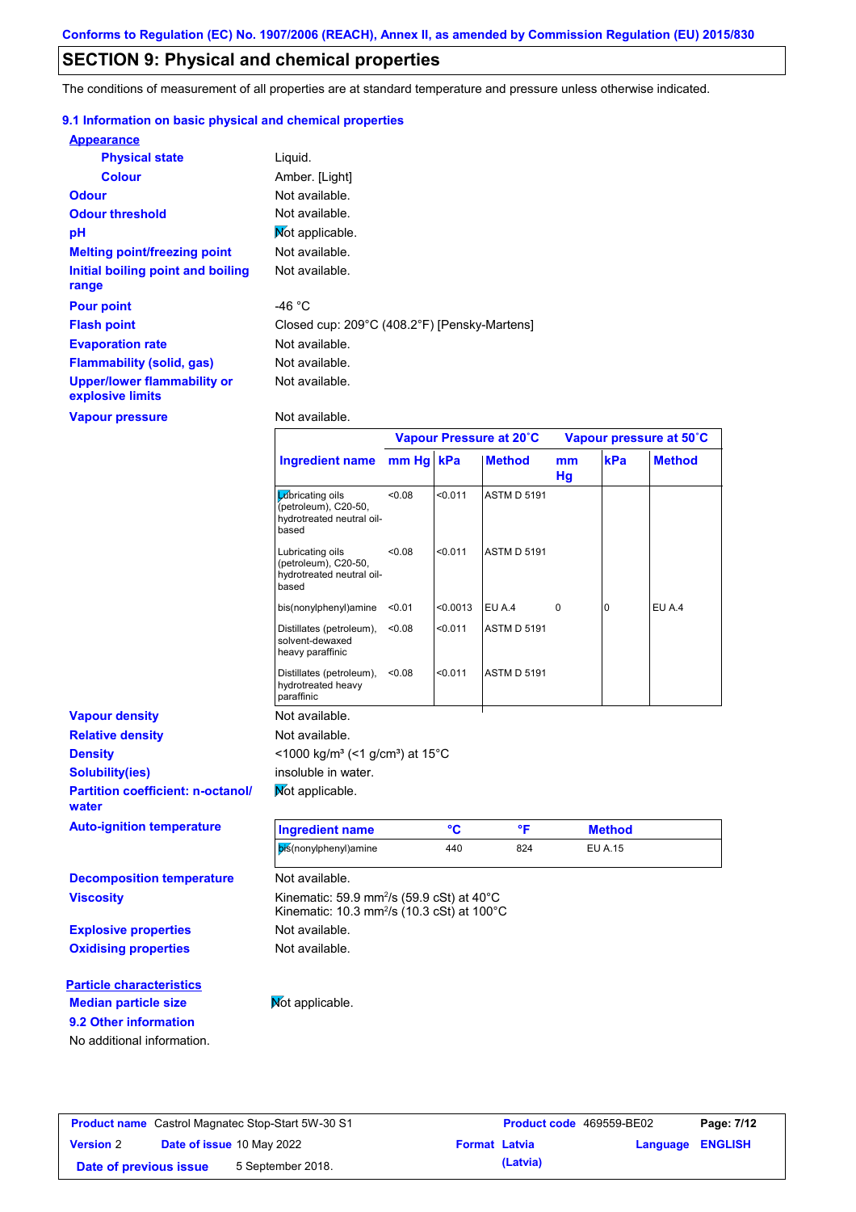Conforms to Regulation (EC) No. 1907/2006 (REACH), Annex II, as amended by Commission Regulation (EU) 2015/830

## SECTION 9: Physical and chemical properties

The conditions of measurement of all properties are at standard temperature and pressure unless otherwise indicated.

### 9.1 Information on basic physical and chemical properties

**Appearance**

| | |
|---|---|
| **Physical state** | Liquid. |
| **Colour** | Amber. [Light] |
| **Odour** | Not available. |
| **Odour threshold** | Not available. |
| **pH** | Not applicable. |
| **Melting point/freezing point** | Not available. |
| **Initial boiling point and boiling range** | Not available. |
| **Pour point** | -46 °C |
| **Flash point** | Closed cup: 209°C (408.2°F) [Pensky-Martens] |
| **Evaporation rate** | Not available. |
| **Flammability (solid, gas)** | Not available. |
| **Upper/lower flammability or explosive limits** | Not available. |
| **Vapour pressure** | Not available. |

| | Vapour Pressure at 20˚C | | | Vapour pressure at 50˚C | | |
|---|---|---|---|---|---|---|
| **Ingredient name** | **mm Hg** | **kPa** | **Method** | **mm Hg** | **kPa** | **Method** |
| Lubricating oils (petroleum), C20-50, hydrotreated neutral oil-based | <0.08 | <0.011 | ASTM D 5191 | | | |
| Lubricating oils (petroleum), C20-50, hydrotreated neutral oil-based | <0.08 | <0.011 | ASTM D 5191 | | | |
| bis(nonylphenyl)amine | <0.01 | <0.0013 | EU A.4 | 0 | 0 | EU A.4 |
| Distillates (petroleum), solvent-dewaxed heavy paraffinic | <0.08 | <0.011 | ASTM D 5191 | | | |
| Distillates (petroleum), hydrotreated heavy paraffinic | <0.08 | <0.011 | ASTM D 5191 | | | |

| | |
|---|---|
| **Vapour density** | Not available. |
| **Relative density** | Not available. |
| **Density** | <1000 kg/m³ (<1 g/cm³) at 15°C |
| **Solubility(ies)** | insoluble in water. |
| **Partition coefficient: n-octanol/water** | Not applicable. |
| **Auto-ignition temperature** | |

| Ingredient name | °C | °F | Method |
|---|---|---|---|
| bis(nonylphenyl)amine | 440 | 824 | EU A.15 |

| | |
|---|---|
| **Decomposition temperature** | Not available. |
| **Viscosity** | Kinematic: 59.9 mm²/s (59.9 cSt) at 40°C<br>Kinematic: 10.3 mm²/s (10.3 cSt) at 100°C |
| **Explosive properties** | Not available. |
| **Oxidising properties** | Not available. |

**Particle characteristics**

| | |
|---|---|
| **Median particle size** | Not applicable. |

### 9.2 Other information

No additional information.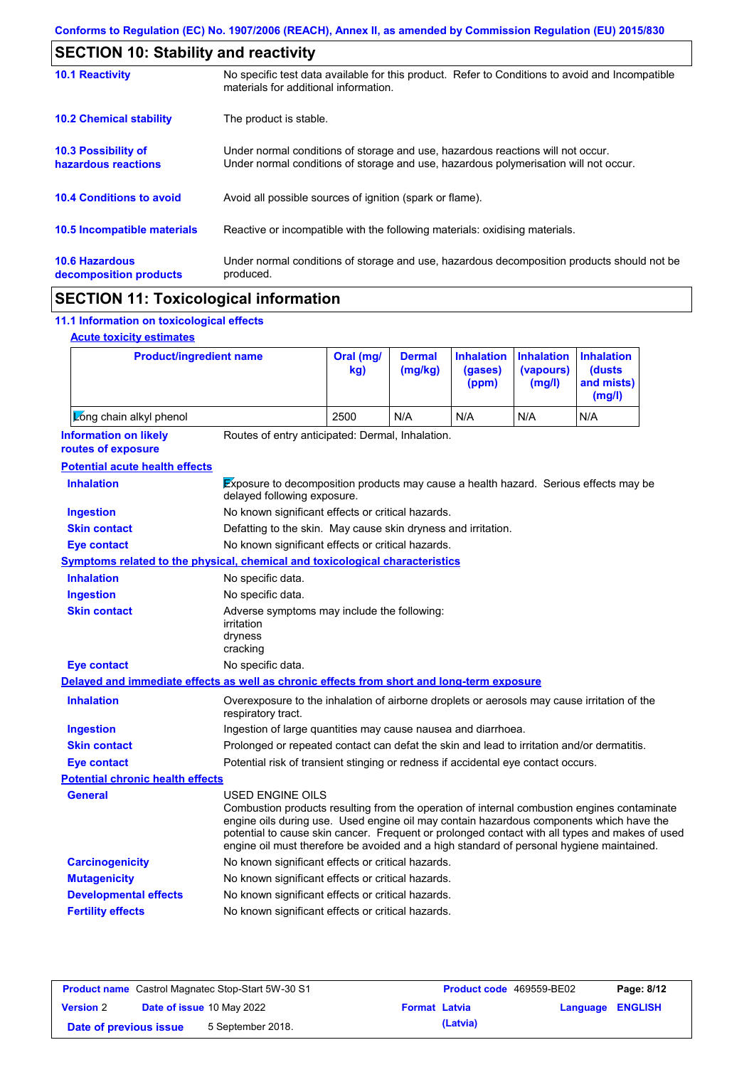Conforms to Regulation (EC) No. 1907/2006 (REACH), Annex II, as amended by Commission Regulation (EU) 2015/830

## SECTION 10: Stability and reactivity

| | |
|---|---|
| **10.1 Reactivity** | No specific test data available for this product. Refer to Conditions to avoid and Incompatible materials for additional information. |
| **10.2 Chemical stability** | The product is stable. |
| **10.3 Possibility of hazardous reactions** | Under normal conditions of storage and use, hazardous reactions will not occur. Under normal conditions of storage and use, hazardous polymerisation will not occur. |
| **10.4 Conditions to avoid** | Avoid all possible sources of ignition (spark or flame). |
| **10.5 Incompatible materials** | Reactive or incompatible with the following materials: oxidising materials. |
| **10.6 Hazardous decomposition products** | Under normal conditions of storage and use, hazardous decomposition products should not be produced. |

## SECTION 11: Toxicological information

### 11.1 Information on toxicological effects

**Acute toxicity estimates**

| Product/ingredient name | Oral (mg/kg) | Dermal (mg/kg) | Inhalation (gases) (ppm) | Inhalation (vapours) (mg/l) | Inhalation (dusts and mists) (mg/l) |
|---|---|---|---|---|---|
| Long chain alkyl phenol | 2500 | N/A | N/A | N/A | N/A |

**Information on likely routes of exposure**: Routes of entry anticipated: Dermal, Inhalation.

**Potential acute health effects**

| | |
|---|---|
| **Inhalation** | Exposure to decomposition products may cause a health hazard. Serious effects may be delayed following exposure. |
| **Ingestion** | No known significant effects or critical hazards. |
| **Skin contact** | Defatting to the skin. May cause skin dryness and irritation. |
| **Eye contact** | No known significant effects or critical hazards. |

**Symptoms related to the physical, chemical and toxicological characteristics**

| | |
|---|---|
| **Inhalation** | No specific data. |
| **Ingestion** | No specific data. |
| **Skin contact** | Adverse symptoms may include the following:<br>irritation<br>dryness<br>cracking |
| **Eye contact** | No specific data. |

**Delayed and immediate effects as well as chronic effects from short and long-term exposure**

| | |
|---|---|
| **Inhalation** | Overexposure to the inhalation of airborne droplets or aerosols may cause irritation of the respiratory tract. |
| **Ingestion** | Ingestion of large quantities may cause nausea and diarrhoea. |
| **Skin contact** | Prolonged or repeated contact can defat the skin and lead to irritation and/or dermatitis. |
| **Eye contact** | Potential risk of transient stinging or redness if accidental eye contact occurs. |

**Potential chronic health effects**

| | |
|---|---|
| **General** | USED ENGINE OILS<br>Combustion products resulting from the operation of internal combustion engines contaminate engine oils during use. Used engine oil may contain hazardous components which have the potential to cause skin cancer. Frequent or prolonged contact with all types and makes of used engine oil must therefore be avoided and a high standard of personal hygiene maintained. |
| **Carcinogenicity** | No known significant effects or critical hazards. |
| **Mutagenicity** | No known significant effects or critical hazards. |
| **Developmental effects** | No known significant effects or critical hazards. |
| **Fertility effects** | No known significant effects or critical hazards. |

| | | | |
|---|---|---|---|
| **Product name** Castrol Magnatec Stop-Start 5W-30 S1 | | **Product code** 469559-BE02 | |
| **Version** 2 | **Date of issue** 10 May 2022 | **Format** Latvia (Latvia) | **Language** ENGLISH |
| **Date of previous issue** | 5 September 2018. | | |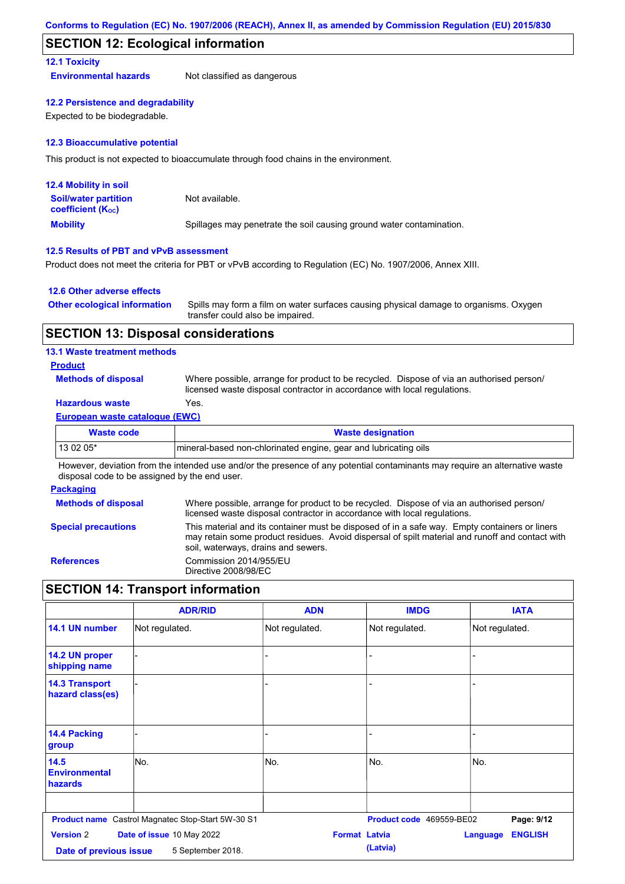## SECTION 12: Ecological information

### 12.1 Toxicity

**Environmental hazards** Not classified as dangerous

### 12.2 Persistence and degradability

Expected to be biodegradable.

### 12.3 Bioaccumulative potential

This product is not expected to bioaccumulate through food chains in the environment.

### 12.4 Mobility in soil

**Soil/water partition coefficient ($K_{OC}$)** Not available.

**Mobility** Spillages may penetrate the soil causing ground water contamination.

### 12.5 Results of PBT and vPvB assessment

Product does not meet the criteria for PBT or vPvB according to Regulation (EC) No. 1907/2006, Annex XIII.

### 12.6 Other adverse effects

**Other ecological information** Spills may form a film on water surfaces causing physical damage to organisms. Oxygen transfer could also be impaired.

## SECTION 13: Disposal considerations

### 13.1 Waste treatment methods

**Product**

**Methods of disposal** Where possible, arrange for product to be recycled. Dispose of via an authorised person/ licensed waste disposal contractor in accordance with local regulations.

**Hazardous waste** Yes.

**European waste catalogue (EWC)**

| Waste code | Waste designation |
|---|---|
| 13 02 05* | mineral-based non-chlorinated engine, gear and lubricating oils |

However, deviation from the intended use and/or the presence of any potential contaminants may require an alternative waste disposal code to be assigned by the end user.

**Packaging**

**Methods of disposal** Where possible, arrange for product to be recycled. Dispose of via an authorised person/ licensed waste disposal contractor in accordance with local regulations.

**Special precautions** This material and its container must be disposed of in a safe way. Empty containers or liners may retain some product residues. Avoid dispersal of spilt material and runoff and contact with soil, waterways, drains and sewers.

**References** Commission 2014/955/EU
Directive 2008/98/EC

## SECTION 14: Transport information

| | ADR/RID | ADN | IMDG | IATA |
|---|---|---|---|---|
| 14.1 UN number | Not regulated. | Not regulated. | Not regulated. | Not regulated. |
| 14.2 UN proper shipping name | - | - | - | - |
| 14.3 Transport hazard class(es) | - | - | - | - |
| 14.4 Packing group | - | - | - | - |
| 14.5 Environmental hazards | No. | No. | No. | No. |
| | | | | |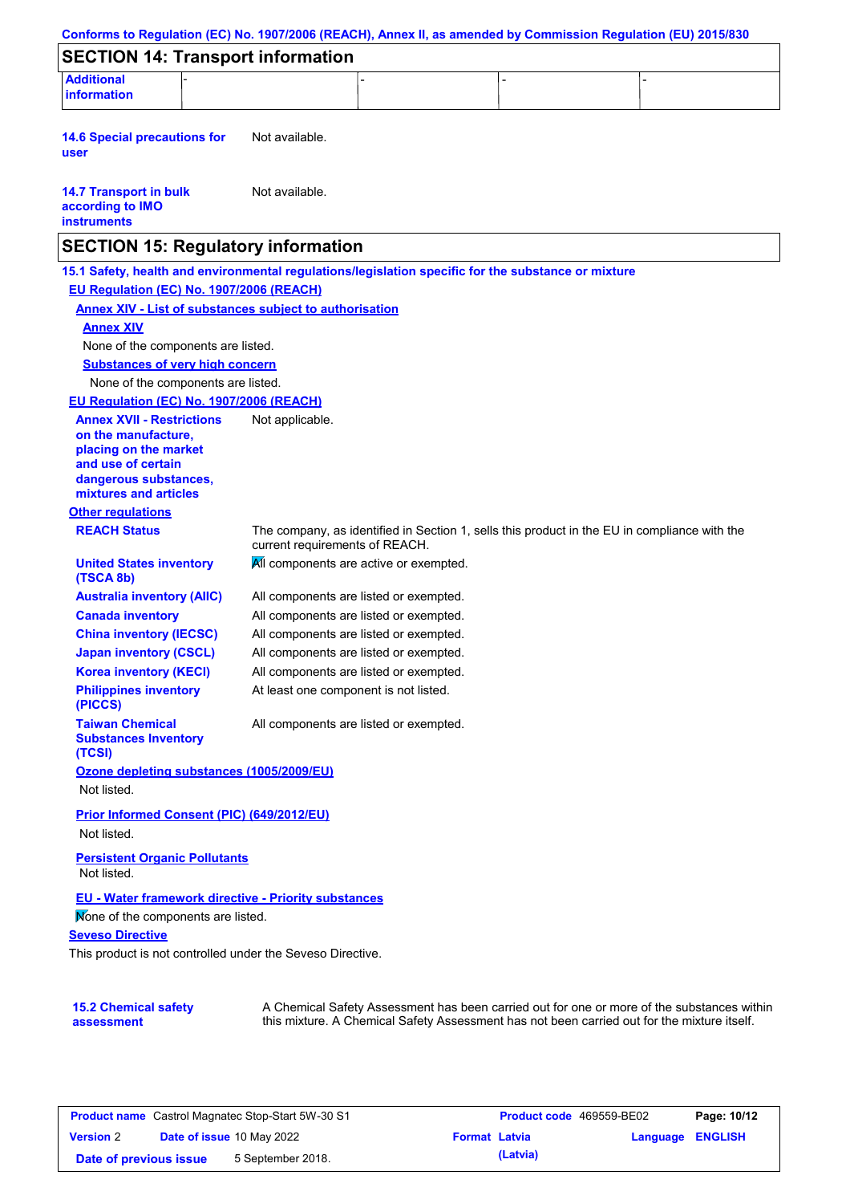Conforms to Regulation (EC) No. 1907/2006 (REACH), Annex II, as amended by Commission Regulation (EU) 2015/830

## SECTION 14: Transport information

| Additional information | - | - | - | - |
|---|---|---|---|---|

**14.6 Special precautions for user** Not available.

**14.7 Transport in bulk according to IMO instruments** Not available.

## SECTION 15: Regulatory information

**15.1 Safety, health and environmental regulations/legislation specific for the substance or mixture**

**EU Regulation (EC) No. 1907/2006 (REACH)**

**Annex XIV - List of substances subject to authorisation**

**Annex XIV**

None of the components are listed.

**Substances of very high concern**

None of the components are listed.

**EU Regulation (EC) No. 1907/2006 (REACH)**

**Annex XVII - Restrictions on the manufacture, placing on the market and use of certain dangerous substances, mixtures and articles** Not applicable.

**Other regulations**

**REACH Status** The company, as identified in Section 1, sells this product in the EU in compliance with the current requirements of REACH.

**United States inventory (TSCA 8b)** All components are active or exempted.

**Australia inventory (AIIC)** All components are listed or exempted.

**Canada inventory** All components are listed or exempted.

**China inventory (IECSC)** All components are listed or exempted.

**Japan inventory (CSCL)** All components are listed or exempted.

**Korea inventory (KECI)** All components are listed or exempted.

**Philippines inventory (PICCS)** At least one component is not listed.

**Taiwan Chemical Substances Inventory (TCSI)** All components are listed or exempted.

**Ozone depleting substances (1005/2009/EU)**

Not listed.

**Prior Informed Consent (PIC) (649/2012/EU)**

Not listed.

**Persistent Organic Pollutants**

Not listed.

**EU - Water framework directive - Priority substances**

None of the components are listed.

**Seveso Directive**

This product is not controlled under the Seveso Directive.

**15.2 Chemical safety assessment** A Chemical Safety Assessment has been carried out for one or more of the substances within this mixture. A Chemical Safety Assessment has not been carried out for the mixture itself.

| Product name | Castrol Magnatec Stop-Start 5W-30 S1 | Product code | 469559-BE02 | Page: 10/12 |
|---|---|---|---|---|
| Version 2 | Date of issue 10 May 2022 | Format Latvia (Latvia) | Language ENGLISH | |
| Date of previous issue | 5 September 2018. | | | |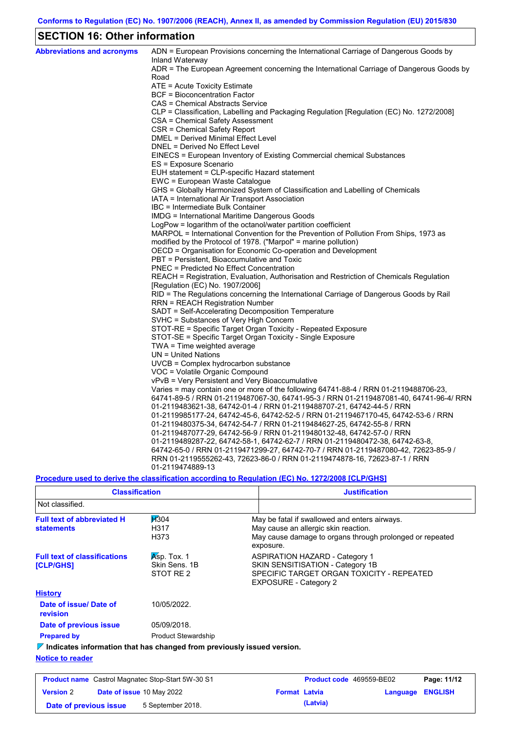## SECTION 16: Other information

**Abbreviations and acronyms**

ADN = European Provisions concerning the International Carriage of Dangerous Goods by Inland Waterway
ADR = The European Agreement concerning the International Carriage of Dangerous Goods by Road
ATE = Acute Toxicity Estimate
BCF = Bioconcentration Factor
CAS = Chemical Abstracts Service
CLP = Classification, Labelling and Packaging Regulation [Regulation (EC) No. 1272/2008]
CSA = Chemical Safety Assessment
CSR = Chemical Safety Report
DMEL = Derived Minimal Effect Level
DNEL = Derived No Effect Level
EINECS = European Inventory of Existing Commercial chemical Substances
ES = Exposure Scenario
EUH statement = CLP-specific Hazard statement
EWC = European Waste Catalogue
GHS = Globally Harmonized System of Classification and Labelling of Chemicals
IATA = International Air Transport Association
IBC = Intermediate Bulk Container
IMDG = International Maritime Dangerous Goods
LogPow = logarithm of the octanol/water partition coefficient
MARPOL = International Convention for the Prevention of Pollution From Ships, 1973 as modified by the Protocol of 1978. ("Marpol" = marine pollution)
OECD = Organisation for Economic Co-operation and Development
PBT = Persistent, Bioaccumulative and Toxic
PNEC = Predicted No Effect Concentration
REACH = Registration, Evaluation, Authorisation and Restriction of Chemicals Regulation [Regulation (EC) No. 1907/2006]
RID = The Regulations concerning the International Carriage of Dangerous Goods by Rail
RRN = REACH Registration Number
SADT = Self-Accelerating Decomposition Temperature
SVHC = Substances of Very High Concern
STOT-RE = Specific Target Organ Toxicity - Repeated Exposure
STOT-SE = Specific Target Organ Toxicity - Single Exposure
TWA = Time weighted average
UN = United Nations
UVCB = Complex hydrocarbon substance
VOC = Volatile Organic Compound
vPvB = Very Persistent and Very Bioaccumulative
Varies = may contain one or more of the following 64741-88-4 / RRN 01-2119488706-23, 64741-89-5 / RRN 01-2119487067-30, 64741-95-3 / RRN 01-2119487081-40, 64741-96-4/ RRN 01-2119483621-38, 64742-01-4 / RRN 01-2119488707-21, 64742-44-5 / RRN 01-2119985177-24, 64742-45-6, 64742-52-5 / RRN 01-2119467170-45, 64742-53-6 / RRN 01-2119480375-34, 64742-54-7 / RRN 01-2119484627-25, 64742-55-8 / RRN 01-2119487077-29, 64742-56-9 / RRN 01-2119480132-48, 64742-57-0 / RRN 01-2119489287-22, 64742-58-1, 64742-62-7 / RRN 01-2119480472-38, 64742-63-8, 64742-65-0 / RRN 01-2119471299-27, 64742-70-7 / RRN 01-2119487080-42, 72623-85-9 / RRN 01-2119555262-43, 72623-86-0 / RRN 01-2119474878-16, 72623-87-1 / RRN 01-2119474889-13

**Procedure used to derive the classification according to Regulation (EC) No. 1272/2008 [CLP/GHS]**

| Classification | Justification |
|---|---|
| Not classified. | |

**Full text of abbreviated H statements**

| | |
|---|---|
| H304 | May be fatal if swallowed and enters airways. |
| H317 | May cause an allergic skin reaction. |
| H373 | May cause damage to organs through prolonged or repeated exposure. |

**Full text of classifications [CLP/GHS]**

| | |
|---|---|
| Asp. Tox. 1 | ASPIRATION HAZARD - Category 1 |
| Skin Sens. 1B | SKIN SENSITISATION - Category 1B |
| STOT RE 2 | SPECIFIC TARGET ORGAN TOXICITY - REPEATED EXPOSURE - Category 2 |

**History**

**Date of issue/ Date of revision**: 10/05/2022.

**Date of previous issue**: 05/09/2018.

**Prepared by**: Product Stewardship

**Indicates information that has changed from previously issued version.**

**Notice to reader**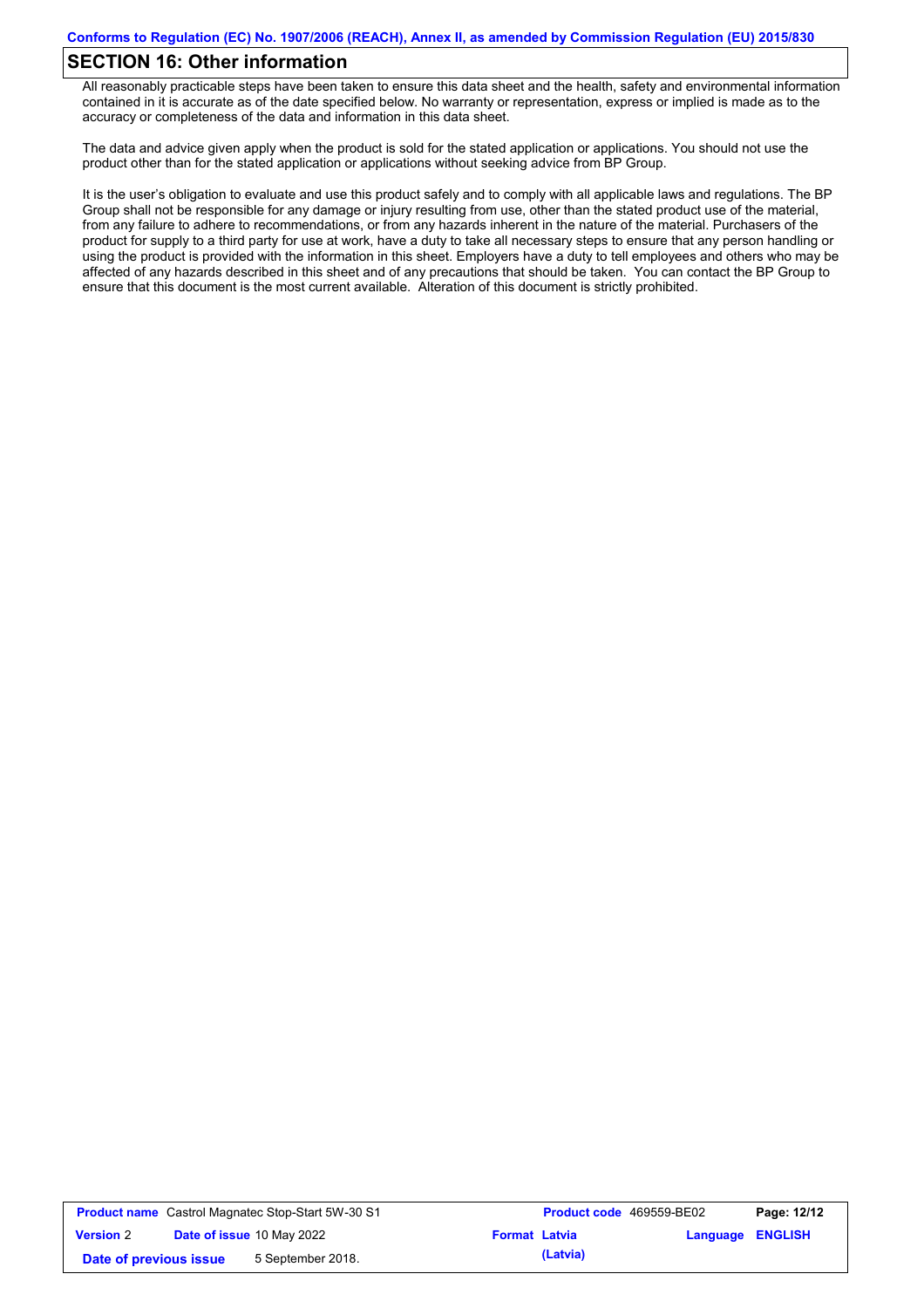## SECTION 16: Other information

All reasonably practicable steps have been taken to ensure this data sheet and the health, safety and environmental information contained in it is accurate as of the date specified below. No warranty or representation, express or implied is made as to the accuracy or completeness of the data and information in this data sheet.

The data and advice given apply when the product is sold for the stated application or applications. You should not use the product other than for the stated application or applications without seeking advice from BP Group.

It is the user's obligation to evaluate and use this product safely and to comply with all applicable laws and regulations. The BP Group shall not be responsible for any damage or injury resulting from use, other than the stated product use of the material, from any failure to adhere to recommendations, or from any hazards inherent in the nature of the material. Purchasers of the product for supply to a third party for use at work, have a duty to take all necessary steps to ensure that any person handling or using the product is provided with the information in this sheet. Employers have a duty to tell employees and others who may be affected of any hazards described in this sheet and of any precautions that should be taken. You can contact the BP Group to ensure that this document is the most current available. Alteration of this document is strictly prohibited.